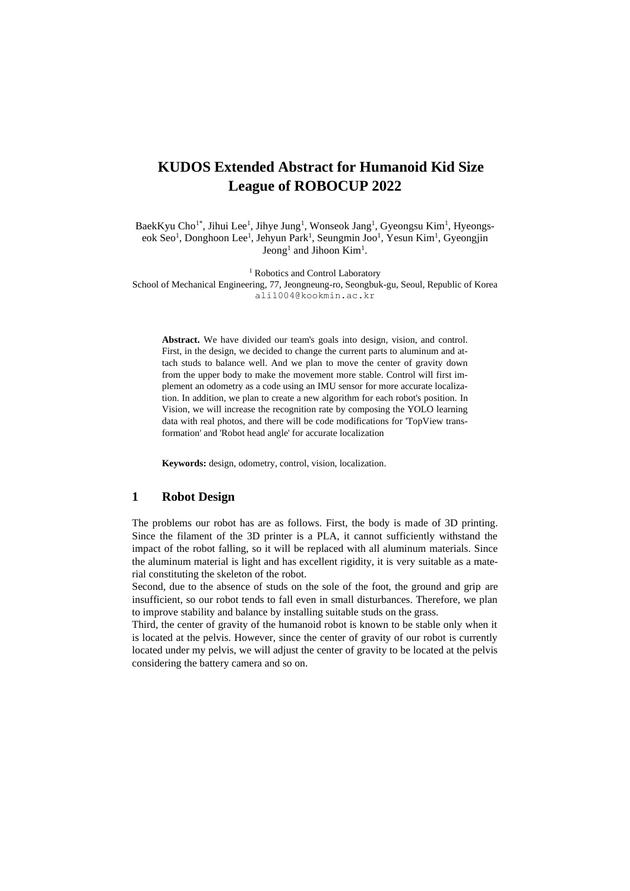# KUDOS Extended Abstract for Humanoid Kid Size League of ROBOCUP 2022

BaekKyu Cho[1*], Jihui Lee[1], Jihye Jung[1], Wonseok Jang[1], Gyeongsu Kim[1], Hyeongseok Seo[1], Donghoon Lee[1], Jehyun Park[1], Seungmin Joo[1], Yesun Kim[1], Gyeongjin Jeong[1] and Jihoon Kim[1].

[1] Robotics and Control Laboratory
School of Mechanical Engineering, 77, Jeongneung-ro, Seongbuk-gu, Seoul, Republic of Korea
ali1004@kookmin.ac.kr

**Abstract.** We have divided our team's goals into design, vision, and control. First, in the design, we decided to change the current parts to aluminum and attach studs to balance well. And we plan to move the center of gravity down from the upper body to make the movement more stable. Control will first implement an odometry as a code using an IMU sensor for more accurate localization. In addition, we plan to create a new algorithm for each robot's position. In Vision, we will increase the recognition rate by composing the YOLO learning data with real photos, and there will be code modifications for 'TopView transformation' and 'Robot head angle' for accurate localization

**Keywords:** design, odometry, control, vision, localization.

## 1 Robot Design

The problems our robot has are as follows. First, the body is made of 3D printing. Since the filament of the 3D printer is a PLA, it cannot sufficiently withstand the impact of the robot falling, so it will be replaced with all aluminum materials. Since the aluminum material is light and has excellent rigidity, it is very suitable as a material constituting the skeleton of the robot.

Second, due to the absence of studs on the sole of the foot, the ground and grip are insufficient, so our robot tends to fall even in small disturbances. Therefore, we plan to improve stability and balance by installing suitable studs on the grass.

Third, the center of gravity of the humanoid robot is known to be stable only when it is located at the pelvis. However, since the center of gravity of our robot is currently located under my pelvis, we will adjust the center of gravity to be located at the pelvis considering the battery camera and so on.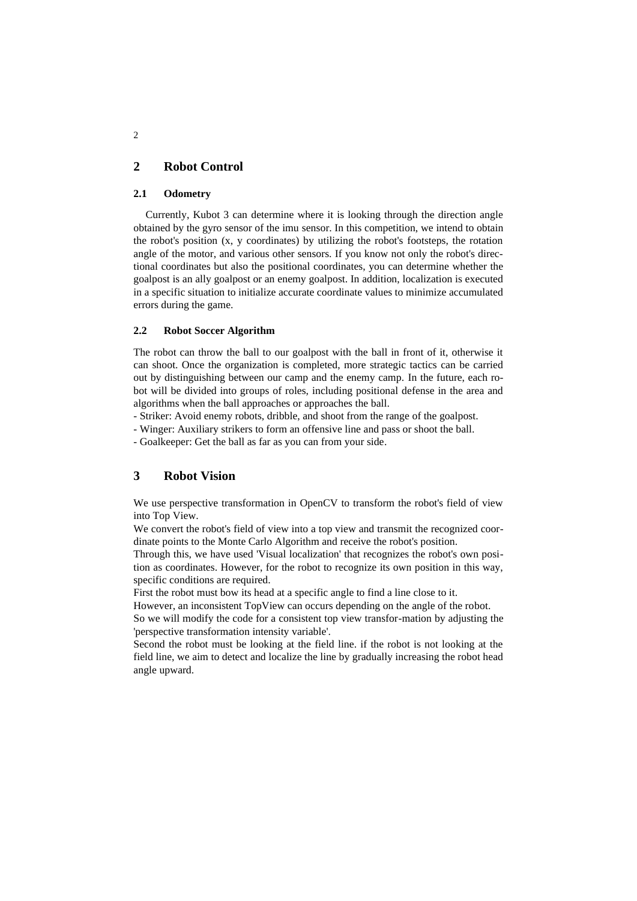## 2 Robot Control

### 2.1 Odometry

Currently, Kubot 3 can determine where it is looking through the direction angle obtained by the gyro sensor of the imu sensor. In this competition, we intend to obtain the robot's position (x, y coordinates) by utilizing the robot's footsteps, the rotation angle of the motor, and various other sensors. If you know not only the robot's directional coordinates but also the positional coordinates, you can determine whether the goalpost is an ally goalpost or an enemy goalpost. In addition, localization is executed in a specific situation to initialize accurate coordinate values to minimize accumulated errors during the game.

### 2.2 Robot Soccer Algorithm

The robot can throw the ball to our goalpost with the ball in front of it, otherwise it can shoot. Once the organization is completed, more strategic tactics can be carried out by distinguishing between our camp and the enemy camp. In the future, each robot will be divided into groups of roles, including positional defense in the area and algorithms when the ball approaches or approaches the ball.

- Striker: Avoid enemy robots, dribble, and shoot from the range of the goalpost.
- Winger: Auxiliary strikers to form an offensive line and pass or shoot the ball.
- Goalkeeper: Get the ball as far as you can from your side.

## 3 Robot Vision

We use perspective transformation in OpenCV to transform the robot's field of view into Top View.

We convert the robot's field of view into a top view and transmit the recognized coordinate points to the Monte Carlo Algorithm and receive the robot's position.

Through this, we have used 'Visual localization' that recognizes the robot's own position as coordinates. However, for the robot to recognize its own position in this way, specific conditions are required.

First the robot must bow its head at a specific angle to find a line close to it.

However, an inconsistent TopView can occurs depending on the angle of the robot.

So we will modify the code for a consistent top view transfor-mation by adjusting the 'perspective transformation intensity variable'.

Second the robot must be looking at the field line. if the robot is not looking at the field line, we aim to detect and localize the line by gradually increasing the robot head angle upward.